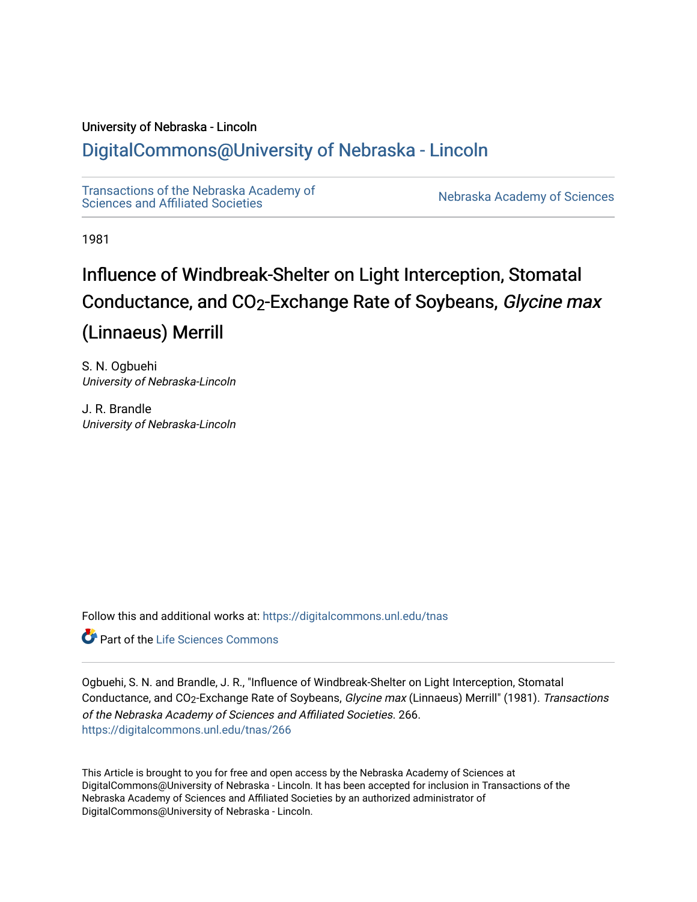University of Nebraska - Lincoln

## DigitalCommons@University of Nebraska - Lincoln

Transactions of the Nebraska Academy of Sciences and Affiliated Societies

Nebraska Academy of Sciences

1981

# Influence of Windbreak-Shelter on Light Interception, Stomatal Conductance, and $CO_2$-Exchange Rate of Soybeans, *Glycine max* (Linnaeus) Merrill

S. N. Ogbuehi
*University of Nebraska-Lincoln*

J. R. Brandle
*University of Nebraska-Lincoln*

Follow this and additional works at: https://digitalcommons.unl.edu/tnas

Part of the Life Sciences Commons

Ogbuehi, S. N. and Brandle, J. R., "Influence of Windbreak-Shelter on Light Interception, Stomatal Conductance, and $CO_2$-Exchange Rate of Soybeans, *Glycine max* (Linnaeus) Merrill" (1981). *Transactions of the Nebraska Academy of Sciences and Affiliated Societies*. 266.
https://digitalcommons.unl.edu/tnas/266

This Article is brought to you for free and open access by the Nebraska Academy of Sciences at DigitalCommons@University of Nebraska - Lincoln. It has been accepted for inclusion in Transactions of the Nebraska Academy of Sciences and Affiliated Societies by an authorized administrator of DigitalCommons@University of Nebraska - Lincoln.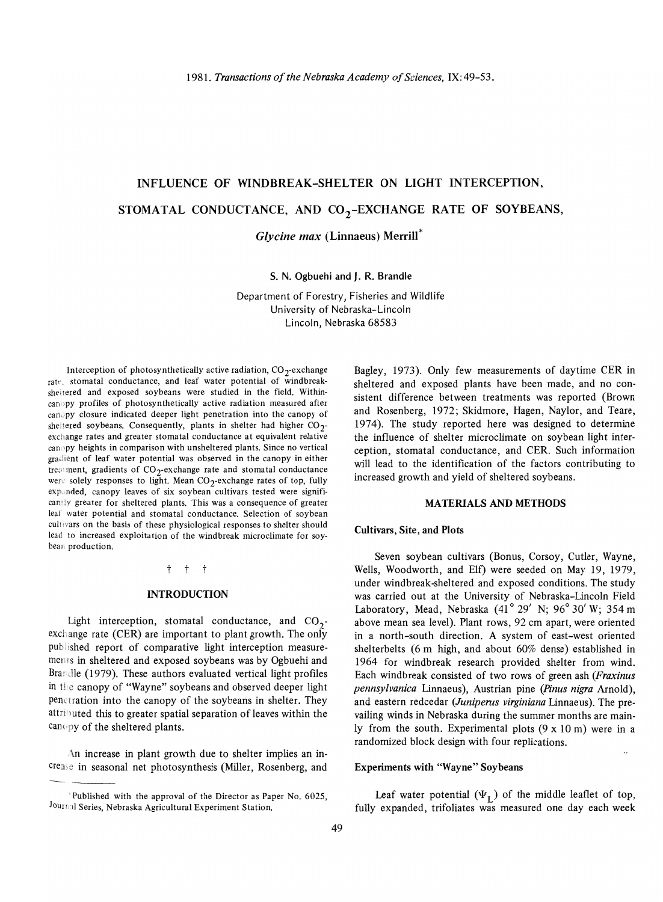1981. *Transactions of the Nebraska Academy of Sciences,* IX:49-53.

# INFLUENCE OF WINDBREAK-SHELTER ON LIGHT INTERCEPTION, STOMATAL CONDUCTANCE, AND $CO_2$-EXCHANGE RATE OF SOYBEANS, *Glycine max* (Linnaeus) Merrill*

S. N. Ogbuehi and J. R. Brandle

Department of Forestry, Fisheries and Wildlife
University of Nebraska-Lincoln
Lincoln, Nebraska 68583

Interception of photosynthetically active radiation, $CO_2$-exchange rate, stomatal conductance, and leaf water potential of windbreak-sheltered and exposed soybeans were studied in the field. Within-canopy profiles of photosynthetically active radiation measured after canopy closure indicated deeper light penetration into the canopy of sheltered soybeans. Consequently, plants in shelter had higher $CO_2$-exchange rates and greater stomatal conductance at equivalent relative canopy heights in comparison with unsheltered plants. Since no vertical gradient of leaf water potential was observed in the canopy in either treatment, gradients of $CO_2$-exchange rate and stomatal conductance were solely responses to light. Mean $CO_2$-exchange rates of top, fully expanded, canopy leaves of six soybean cultivars tested were significantly greater for sheltered plants. This was a consequence of greater leaf water potential and stomatal conductance. Selection of soybean cultivars on the basis of these physiological responses to shelter should lead to increased exploitation of the windbreak microclimate for soybean production.

† † †

## INTRODUCTION

Light interception, stomatal conductance, and $CO_2$-exchange rate (CER) are important to plant growth. The only published report of comparative light interception measurements in sheltered and exposed soybeans was by Ogbuehi and Brandle (1979). These authors evaluated vertical light profiles in the canopy of "Wayne" soybeans and observed deeper light penetration into the canopy of the soybeans in shelter. They attributed this to greater spatial separation of leaves within the canopy of the sheltered plants.

An increase in plant growth due to shelter implies an increase in seasonal net photosynthesis (Miller, Rosenberg, and Bagley, 1973). Only few measurements of daytime CER in sheltered and exposed plants have been made, and no consistent difference between treatments was reported (Brown and Rosenberg, 1972; Skidmore, Hagen, Naylor, and Teare, 1974). The study reported here was designed to determine the influence of shelter microclimate on soybean light interception, stomatal conductance, and CER. Such information will lead to the identification of the factors contributing to increased growth and yield of sheltered soybeans.

## MATERIALS AND METHODS

### Cultivars, Site, and Plots

Seven soybean cultivars (Bonus, Corsoy, Cutler, Wayne, Wells, Woodworth, and Elf) were seeded on May 19, 1979, under windbreak-sheltered and exposed conditions. The study was carried out at the University of Nebraska-Lincoln Field Laboratory, Mead, Nebraska (41° 29′ N; 96° 30′ W; 354 m above mean sea level). Plant rows, 92 cm apart, were oriented in a north-south direction. A system of east-west oriented shelterbelts (6 m high, and about 60% dense) established in 1964 for windbreak research provided shelter from wind. Each windbreak consisted of two rows of green ash (*Fraxinus pennsylvanica* Linnaeus), Austrian pine (*Pinus nigra* Arnold), and eastern redcedar (*Juniperus virginiana* Linnaeus). The prevailing winds in Nebraska during the summer months are mainly from the south. Experimental plots (9 x 10 m) were in a randomized block design with four replications.

### Experiments with "Wayne" Soybeans

Leaf water potential ($\Psi_L$) of the middle leaflet of top, fully expanded, trifoliates was measured one day each week

*Published with the approval of the Director as Paper No. 6025, Journal Series, Nebraska Agricultural Experiment Station.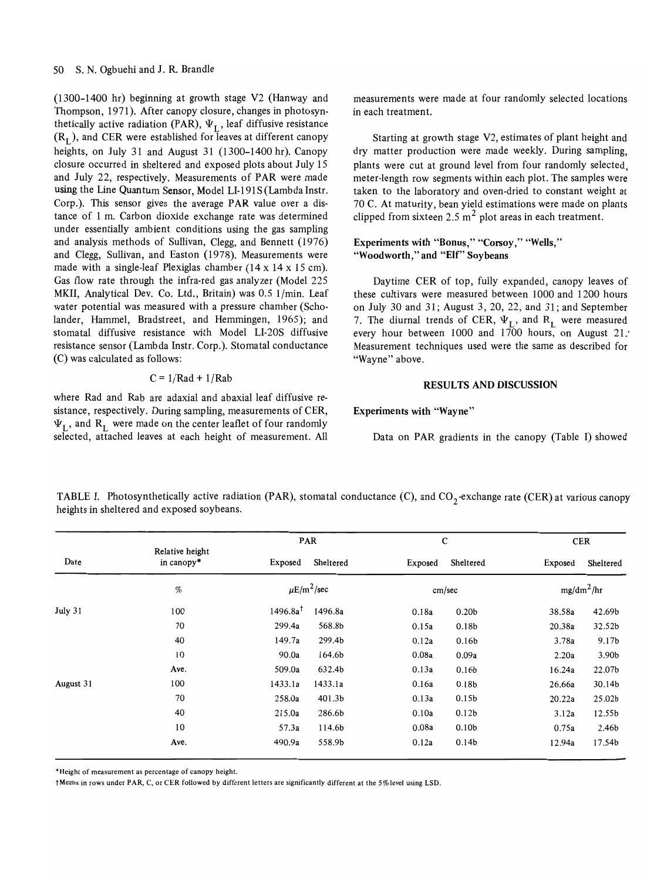(1300–1400 hr) beginning at growth stage V2 (Hanway and Thompson, 1971). After canopy closure, changes in photosynthetically active radiation (PAR), $\Psi_L$, leaf diffusive resistance ($R_L$), and CER were established for leaves at different canopy heights, on July 31 and August 31 (1300–1400 hr). Canopy closure occurred in sheltered and exposed plots about July 15 and July 22, respectively. Measurements of PAR were made using the Line Quantum Sensor, Model LI-191S (Lambda Instr. Corp.). This sensor gives the average PAR value over a distance of 1 m. Carbon dioxide exchange rate was determined under essentially ambient conditions using the gas sampling and analysis methods of Sullivan, Clegg, and Bennett (1976) and Clegg, Sullivan, and Easton (1978). Measurements were made with a single-leaf Plexiglas chamber (14 x 14 x 15 cm). Gas flow rate through the infra-red gas analyzer (Model 225 MKII, Analytical Dev. Co. Ltd., Britain) was 0.5 l/min. Leaf water potential was measured with a pressure chamber (Scholander, Hammel, Bradstreet, and Hemmingen, 1965); and stomatal diffusive resistance with Model LI-20S diffusive resistance sensor (Lambda Instr. Corp.). Stomatal conductance (C) was calculated as follows:

$$C = 1/Rad + 1/Rab$$

where Rad and Rab are adaxial and abaxial leaf diffusive resistance, respectively. During sampling, measurements of CER, $\Psi_L$, and $R_L$ were made on the center leaflet of four randomly selected, attached leaves at each height of measurement. All measurements were made at four randomly selected locations in each treatment.

Starting at growth stage V2, estimates of plant height and dry matter production were made weekly. During sampling, plants were cut at ground level from four randomly selected, meter-length row segments within each plot. The samples were taken to the laboratory and oven-dried to constant weight at 70 C. At maturity, bean yield estimations were made on plants clipped from sixteen 2.5 $m^2$ plot areas in each treatment.

### Experiments with "Bonus," "Corsoy," "Wells," "Woodworth," and "Elf" Soybeans

Daytime CER of top, fully expanded, canopy leaves of these cultivars were measured between 1000 and 1200 hours on July 30 and 31; August 3, 20, 22, and 31; and September 7. The diurnal trends of CER, $\Psi_L$, and $R_L$ were measured every hour between 1000 and 1700 hours, on August 21. Measurement techniques used were the same as described for "Wayne" above.

## RESULTS AND DISCUSSION

### Experiments with "Wayne"

Data on PAR gradients in the canopy (Table I) showed

TABLE I. Photosynthetically active radiation (PAR), stomatal conductance (C), and $CO_2$-exchange rate (CER) at various canopy heights in sheltered and exposed soybeans.

| Date | Relative height in canopy* | PAR | | C | | CER | |
|---|---|---|---|---|---|---|---|
| | | Exposed | Sheltered | Exposed | Sheltered | Exposed | Sheltered |
| | % | $\mu E/m^2/sec$ | | cm/sec | | $mg/dm^2/hr$ | |
| July 31 | 100 | 1496.8a[†] | 1496.8a | 0.18a | 0.20b | 38.58a | 42.69b |
| | 70 | 299.4a | 568.8b | 0.15a | 0.18b | 20.38a | 32.52b |
| | 40 | 149.7a | 299.4b | 0.12a | 0.16b | 3.78a | 9.17b |
| | 10 | 90.0a | 164.6b | 0.08a | 0.09a | 2.20a | 3.90b |
| | Ave. | 509.0a | 632.4b | 0.13a | 0.16b | 16.24a | 22.07b |
| August 31 | 100 | 1433.1a | 1433.1a | 0.16a | 0.18b | 26.66a | 30.14b |
| | 70 | 258.0a | 401.3b | 0.13a | 0.15b | 20.22a | 25.02b |
| | 40 | 215.0a | 286.6b | 0.10a | 0.12b | 3.12a | 12.55b |
| | 10 | 57.3a | 114.6b | 0.08a | 0.10b | 0.75a | 2.46b |
| | Ave. | 490.9a | 558.9b | 0.12a | 0.14b | 12.94a | 17.54b |

*Height of measurement as percentage of canopy height.

†Means in rows under PAR, C, or CER followed by different letters are significantly different at the 5% level using LSD.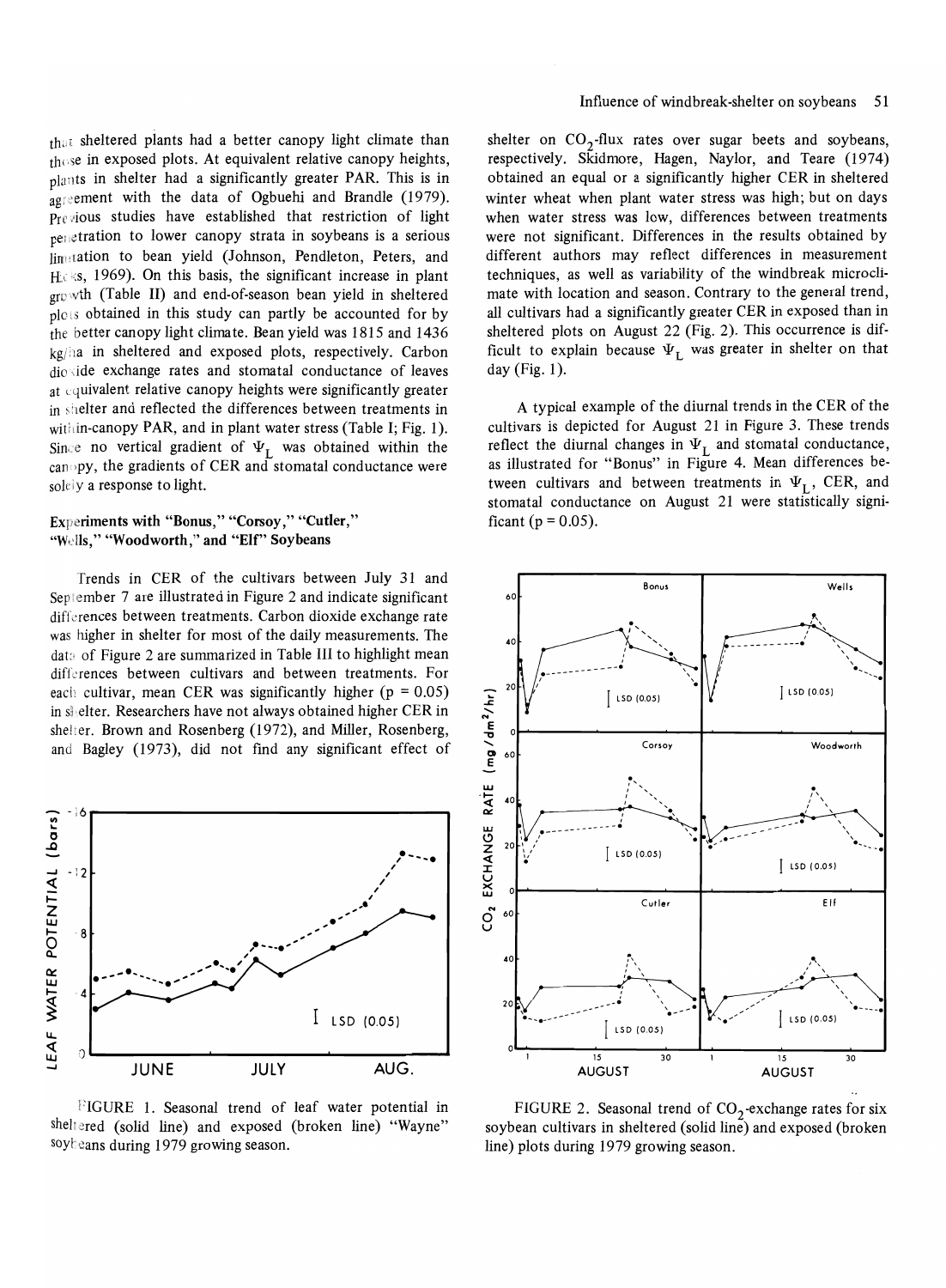that sheltered plants had a better canopy light climate than those in exposed plots. At equivalent relative canopy heights, plants in shelter had a significantly greater PAR. This is in agreement with the data of Ogbuehi and Brandle (1979). Previous studies have established that restriction of light penetration to lower canopy strata in soybeans is a serious limitation to bean yield (Johnson, Pendleton, Peters, and Hicks, 1969). On this basis, the significant increase in plant growth (Table II) and end-of-season bean yield in sheltered plots obtained in this study can partly be accounted for by the better canopy light climate. Bean yield was 1815 and 1436 kg/ha in sheltered and exposed plots, respectively. Carbon dioxide exchange rates and stomatal conductance of leaves at equivalent relative canopy heights were significantly greater in shelter and reflected the differences between treatments in within-canopy PAR, and in plant water stress (Table I; Fig. 1). Since no vertical gradient of $\Psi_L$ was obtained within the canopy, the gradients of CER and stomatal conductance were solely a response to light.

### Experiments with "Bonus," "Corsoy," "Cutler," "Wells," "Woodworth," and "Elf" Soybeans

Trends in CER of the cultivars between July 31 and September 7 are illustrated in Figure 2 and indicate significant differences between treatments. Carbon dioxide exchange rate was higher in shelter for most of the daily measurements. The data of Figure 2 are summarized in Table III to highlight mean differences between cultivars and between treatments. For each cultivar, mean CER was significantly higher ($p = 0.05$) in shelter. Researchers have not always obtained higher CER in shelter. Brown and Rosenberg (1972), and Miller, Rosenberg, and Bagley (1973), did not find any significant effect of shelter on $CO_2$-flux rates over sugar beets and soybeans, respectively. Skidmore, Hagen, Naylor, and Teare (1974) obtained an equal or a significantly higher CER in sheltered winter wheat when plant water stress was high; but on days when water stress was low, differences between treatments were not significant. Differences in the results obtained by different authors may reflect differences in measurement techniques, as well as variability of the windbreak microclimate with location and season. Contrary to the general trend, all cultivars had a significantly greater CER in exposed than in sheltered plots on August 22 (Fig. 2). This occurrence is difficult to explain because $\Psi_L$ was greater in shelter on that day (Fig. 1).

A typical example of the diurnal trends in the CER of the cultivars is depicted for August 21 in Figure 3. These trends reflect the diurnal changes in $\Psi_L$ and stomatal conductance, as illustrated for "Bonus" in Figure 4. Mean differences between cultivars and between treatments in $\Psi_L$, CER, and stomatal conductance on August 21 were statistically significant ($p = 0.05$).

FIGURE 1. Seasonal trend of leaf water potential in sheltered (solid line) and exposed (broken line) "Wayne" soybeans during 1979 growing season.

FIGURE 2. Seasonal trend of $CO_2$-exchange rates for six soybean cultivars in sheltered (solid line) and exposed (broken line) plots during 1979 growing season.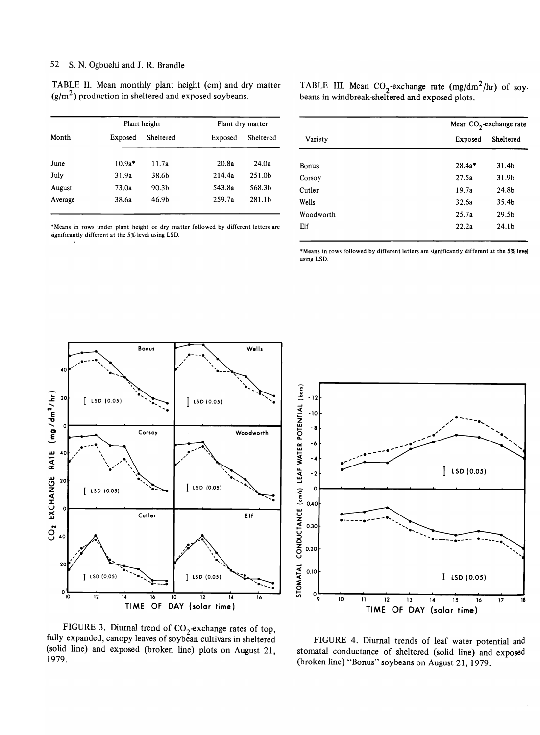TABLE II. Mean monthly plant height (cm) and dry matter (g/m$^2$) production in sheltered and exposed soybeans.

| Month | Plant height | | Plant dry matter | |
|---|---|---|---|---|
| | Exposed | Sheltered | Exposed | Sheltered |
| June | 10.9a* | 11.7a | 20.8a | 24.0a |
| July | 31.9a | 38.6b | 214.4a | 251.0b |
| August | 73.0a | 90.3b | 543.8a | 568.3b |
| Average | 38.6a | 46.9b | 259.7a | 281.1b |

*Means in rows under plant height or dry matter followed by different letters are significantly different at the 5% level using LSD.

TABLE III. Mean $CO_2$-exchange rate (mg/dm$^2$/hr) of soybeans in windbreak-sheltered and exposed plots.

| Variety | Mean $CO_2$-exchange rate | |
|---|---|---|
| | Exposed | Sheltered |
| Bonus | 28.4a* | 31.4b |
| Corsoy | 27.5a | 31.9b |
| Cutler | 19.7a | 24.8b |
| Wells | 32.6a | 35.4b |
| Woodworth | 25.7a | 29.5b |
| Elf | 22.2a | 24.1b |

*Means in rows followed by different letters are significantly different at the 5% level using LSD.

FIGURE 3. Diurnal trend of $CO_2$-exchange rates of top, fully expanded, canopy leaves of soybean cultivars in sheltered (solid line) and exposed (broken line) plots on August 21, 1979.

FIGURE 4. Diurnal trends of leaf water potential and stomatal conductance of sheltered (solid line) and exposed (broken line) "Bonus" soybeans on August 21, 1979.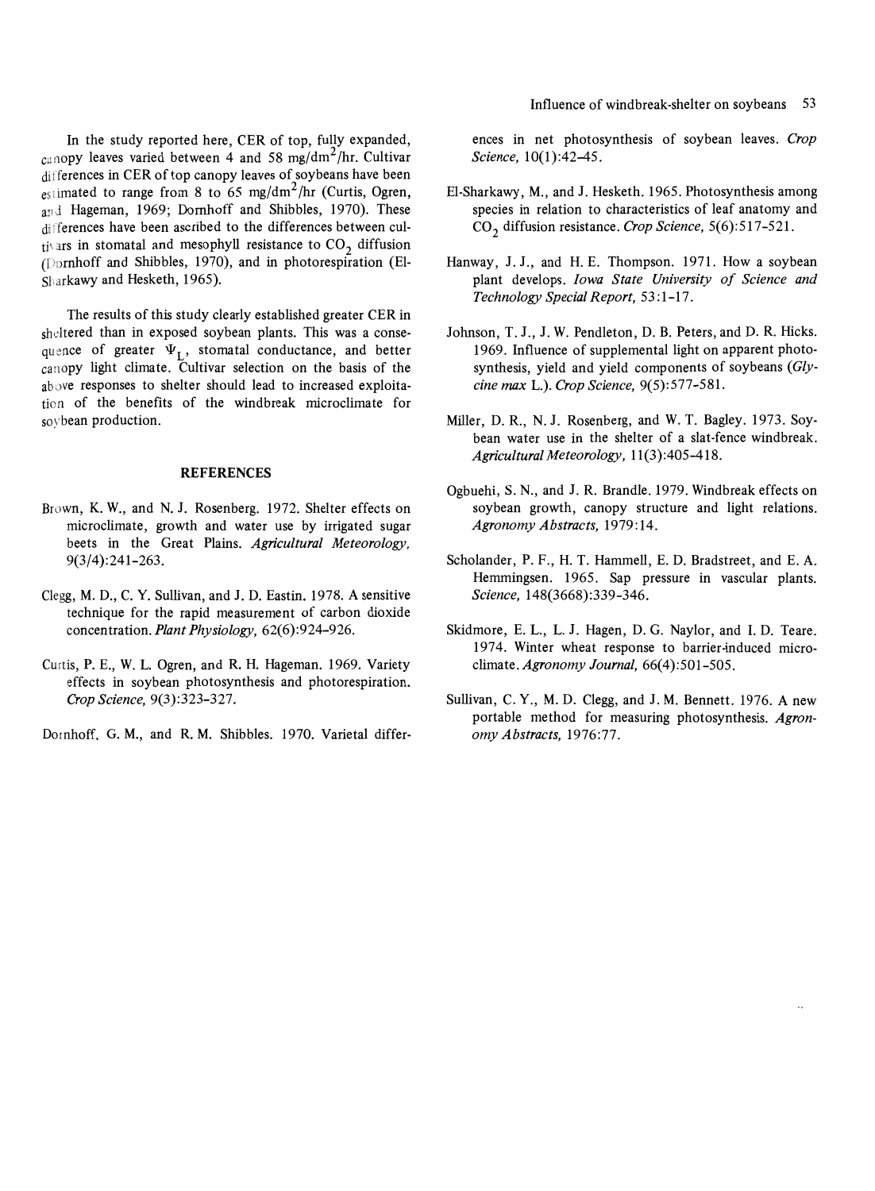In the study reported here, CER of top, fully expanded, canopy leaves varied between 4 and 58 $mg/dm^2/hr$. Cultivar differences in CER of top canopy leaves of soybeans have been estimated to range from 8 to 65 $mg/dm^2/hr$ (Curtis, Ogren, and Hageman, 1969; Dornhoff and Shibbles, 1970). These differences have been ascribed to the differences between cultivars in stomatal and mesophyll resistance to $CO_2$ diffusion (Dornhoff and Shibbles, 1970), and in photorespiration (El-Sharkawy and Hesketh, 1965).

The results of this study clearly established greater CER in sheltered than in exposed soybean plants. This was a consequence of greater $\Psi_L$, stomatal conductance, and better canopy light climate. Cultivar selection on the basis of the above responses to shelter should lead to increased exploitation of the benefits of the windbreak microclimate for soybean production.

## REFERENCES

Brown, K. W., and N. J. Rosenberg. 1972. Shelter effects on microclimate, growth and water use by irrigated sugar beets in the Great Plains. *Agricultural Meteorology*, 9(3/4):241-263.

Clegg, M. D., C. Y. Sullivan, and J. D. Eastin. 1978. A sensitive technique for the rapid measurement of carbon dioxide concentration. *Plant Physiology*, 62(6):924-926.

Curtis, P. E., W. L. Ogren, and R. H. Hageman. 1969. Variety effects in soybean photosynthesis and photorespiration. *Crop Science*, 9(3):323-327.

Dornhoff, G. M., and R. M. Shibbles. 1970. Varietal differences in net photosynthesis of soybean leaves. *Crop Science*, 10(1):42-45.

El-Sharkawy, M., and J. Hesketh. 1965. Photosynthesis among species in relation to characteristics of leaf anatomy and $CO_2$ diffusion resistance. *Crop Science*, 5(6):517-521.

Hanway, J. J., and H. E. Thompson. 1971. How a soybean plant develops. *Iowa State University of Science and Technology Special Report*, 53:1-17.

Johnson, T. J., J. W. Pendleton, D. B. Peters, and D. R. Hicks. 1969. Influence of supplemental light on apparent photosynthesis, yield and yield components of soybeans (*Glycine max* L.). *Crop Science*, 9(5):577-581.

Miller, D. R., N. J. Rosenberg, and W. T. Bagley. 1973. Soybean water use in the shelter of a slat-fence windbreak. *Agricultural Meteorology*, 11(3):405-418.

Ogbuehi, S. N., and J. R. Brandle. 1979. Windbreak effects on soybean growth, canopy structure and light relations. *Agronomy Abstracts*, 1979:14.

Scholander, P. F., H. T. Hammell, E. D. Bradstreet, and E. A. Hemmingsen. 1965. Sap pressure in vascular plants. *Science*, 148(3668):339-346.

Skidmore, E. L., L. J. Hagen, D. G. Naylor, and I. D. Teare. 1974. Winter wheat response to barrier-induced microclimate. *Agronomy Journal*, 66(4):501-505.

Sullivan, C. Y., M. D. Clegg, and J. M. Bennett. 1976. A new portable method for measuring photosynthesis. *Agronomy Abstracts*, 1976:77.